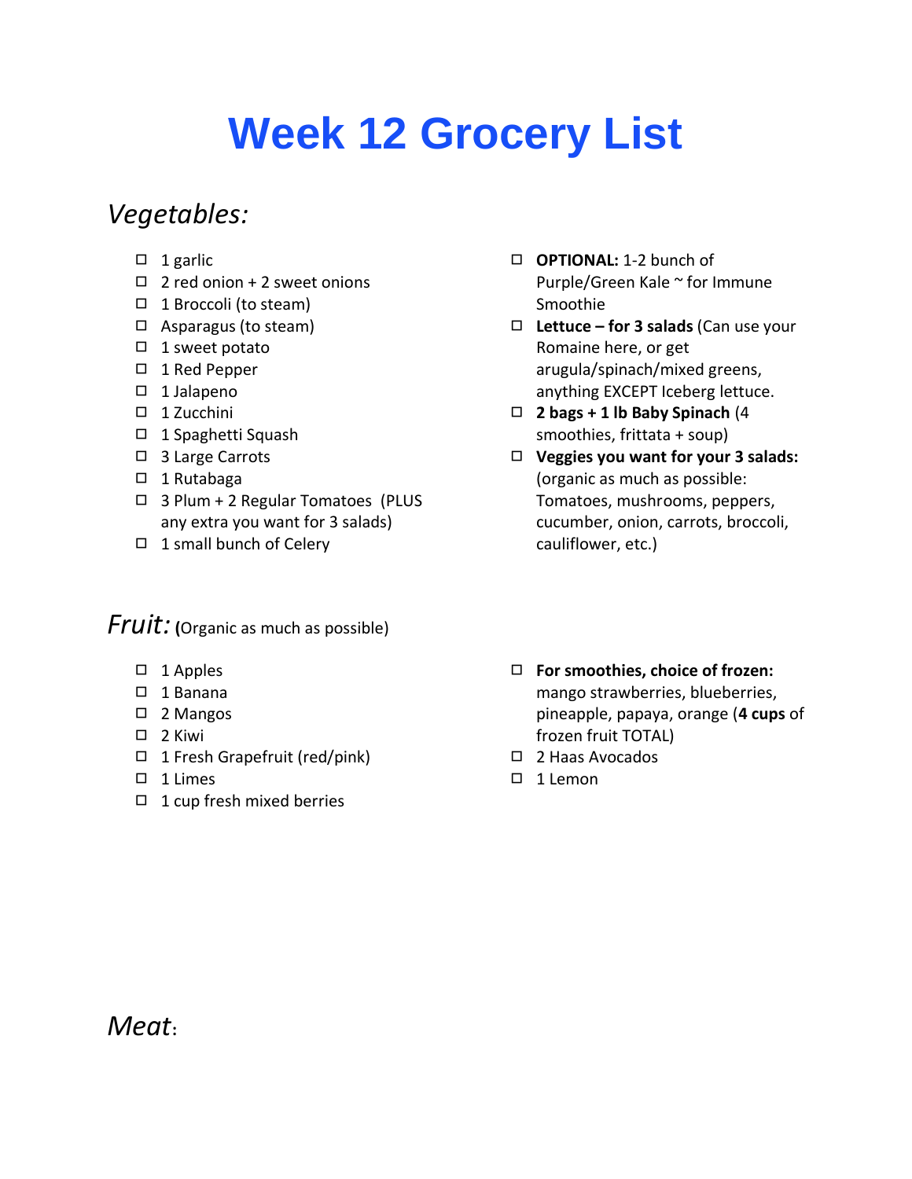# Week 12 Grocery List

## *Vegetables:*

- 1 garlic
- 2 red onion + 2 sweet onions
- 1 Broccoli (to steam)
- Asparagus (to steam)
- 1 sweet potato
- 1 Red Pepper
- 1 Jalapeno
- 1 Zucchini
- 1 Spaghetti Squash
- 3 Large Carrots
- 1 Rutabaga
- 3 Plum + 2 Regular Tomatoes (PLUS any extra you want for 3 salads)
- 1 small bunch of Celery
- **OPTIONAL:** 1-2 bunch of Purple/Green Kale ~ for Immune Smoothie
- **Lettuce – for 3 salads** (Can use your Romaine here, or get arugula/spinach/mixed greens, anything EXCEPT Iceberg lettuce.
- **2 bags + 1 lb Baby Spinach** (4 smoothies, frittata + soup)
- **Veggies you want for your 3 salads:** (organic as much as possible: Tomatoes, mushrooms, peppers, cucumber, onion, carrots, broccoli, cauliflower, etc.)

## *Fruit:* **(**Organic as much as possible)

- 1 Apples
- 1 Banana
- 2 Mangos
- 2 Kiwi
- 1 Fresh Grapefruit (red/pink)
- 1 Limes
- 1 cup fresh mixed berries
- **For smoothies, choice of frozen:** mango strawberries, blueberries, pineapple, papaya, orange (**4 cups** of frozen fruit TOTAL)
- 2 Haas Avocados
- 1 Lemon

## *Meat*: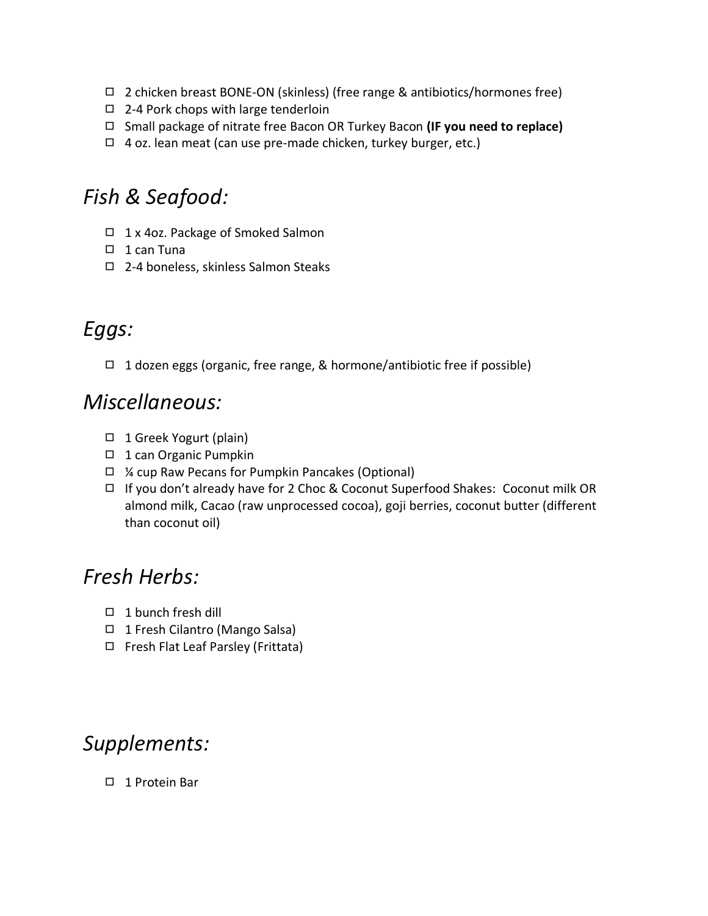- ☐ 2 chicken breast BONE-ON (skinless) (free range & antibiotics/hormones free)
- ☐ 2-4 Pork chops with large tenderloin
- ☐ Small package of nitrate free Bacon OR Turkey Bacon **(IF you need to replace)**
- ☐ 4 oz. lean meat (can use pre-made chicken, turkey burger, etc.)

## *Fish & Seafood:*

- ☐ 1 x 4oz. Package of Smoked Salmon
- ☐ 1 can Tuna
- ☐ 2-4 boneless, skinless Salmon Steaks

## *Eggs:*

- ☐ 1 dozen eggs (organic, free range, & hormone/antibiotic free if possible)

## *Miscellaneous:*

- ☐ 1 Greek Yogurt (plain)
- ☐ 1 can Organic Pumpkin
- ☐ ¼ cup Raw Pecans for Pumpkin Pancakes (Optional)
- ☐ If you don't already have for 2 Choc & Coconut Superfood Shakes: Coconut milk OR almond milk, Cacao (raw unprocessed cocoa), goji berries, coconut butter (different than coconut oil)

## *Fresh Herbs:*

- ☐ 1 bunch fresh dill
- ☐ 1 Fresh Cilantro (Mango Salsa)
- ☐ Fresh Flat Leaf Parsley (Frittata)

## *Supplements:*

- ☐ 1 Protein Bar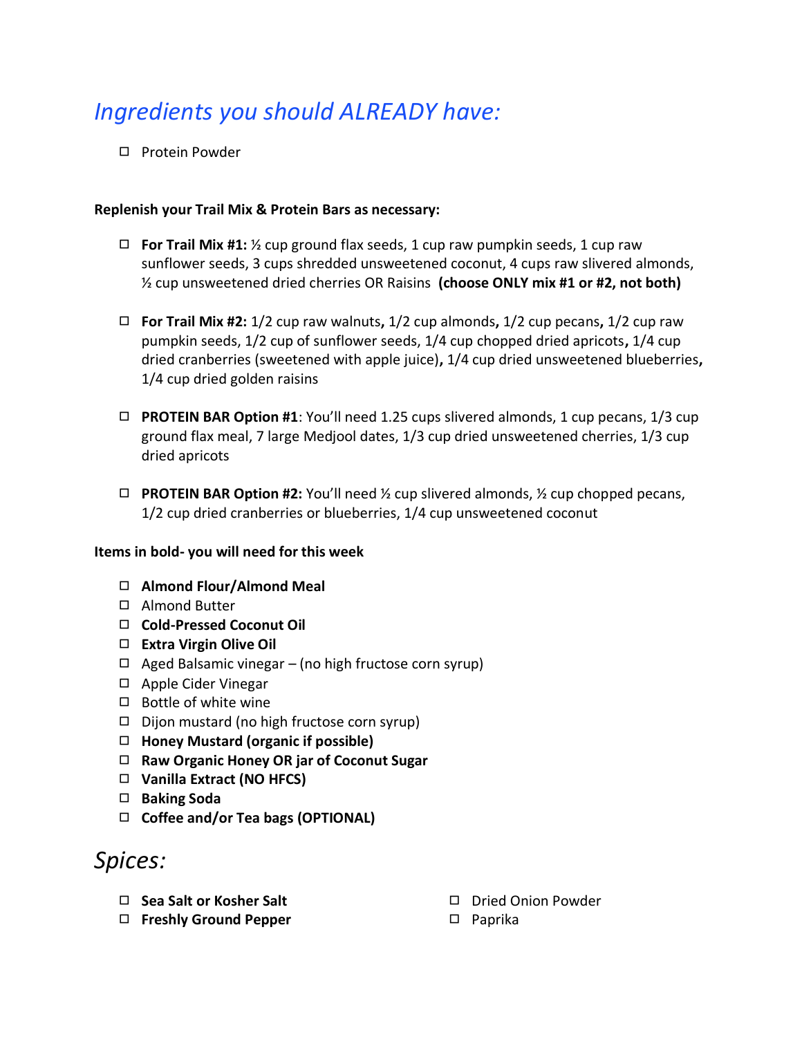## *Ingredients you should ALREADY have:*

- ☐ Protein Powder

**Replenish your Trail Mix & Protein Bars as necessary:**

- ☐ **For Trail Mix #1:** ½ cup ground flax seeds, 1 cup raw pumpkin seeds, 1 cup raw sunflower seeds, 3 cups shredded unsweetened coconut, 4 cups raw slivered almonds, ½ cup unsweetened dried cherries OR Raisins **(choose ONLY mix #1 or #2, not both)**

- ☐ **For Trail Mix #2:** 1/2 cup raw walnuts**,** 1/2 cup almonds**,** 1/2 cup pecans**,** 1/2 cup raw pumpkin seeds, 1/2 cup of sunflower seeds, 1/4 cup chopped dried apricots**,** 1/4 cup dried cranberries (sweetened with apple juice)**,** 1/4 cup dried unsweetened blueberries**,** 1/4 cup dried golden raisins

- ☐ **PROTEIN BAR Option #1**: You'll need 1.25 cups slivered almonds, 1 cup pecans, 1/3 cup ground flax meal, 7 large Medjool dates, 1/3 cup dried unsweetened cherries, 1/3 cup dried apricots

- ☐ **PROTEIN BAR Option #2:** You'll need ½ cup slivered almonds, ½ cup chopped pecans, 1/2 cup dried cranberries or blueberries, 1/4 cup unsweetened coconut

**Items in bold- you will need for this week**

- ☐ **Almond Flour/Almond Meal**
- ☐ Almond Butter
- ☐ **Cold-Pressed Coconut Oil**
- ☐ **Extra Virgin Olive Oil**
- ☐ Aged Balsamic vinegar – (no high fructose corn syrup)
- ☐ Apple Cider Vinegar
- ☐ Bottle of white wine
- ☐ Dijon mustard (no high fructose corn syrup)
- ☐ **Honey Mustard (organic if possible)**
- ☐ **Raw Organic Honey OR jar of Coconut Sugar**
- ☐ **Vanilla Extract (NO HFCS)**
- ☐ **Baking Soda**
- ☐ **Coffee and/or Tea bags (OPTIONAL)**

## *Spices:*

- ☐ **Sea Salt or Kosher Salt**
- ☐ **Freshly Ground Pepper**
- ☐ Dried Onion Powder
- ☐ Paprika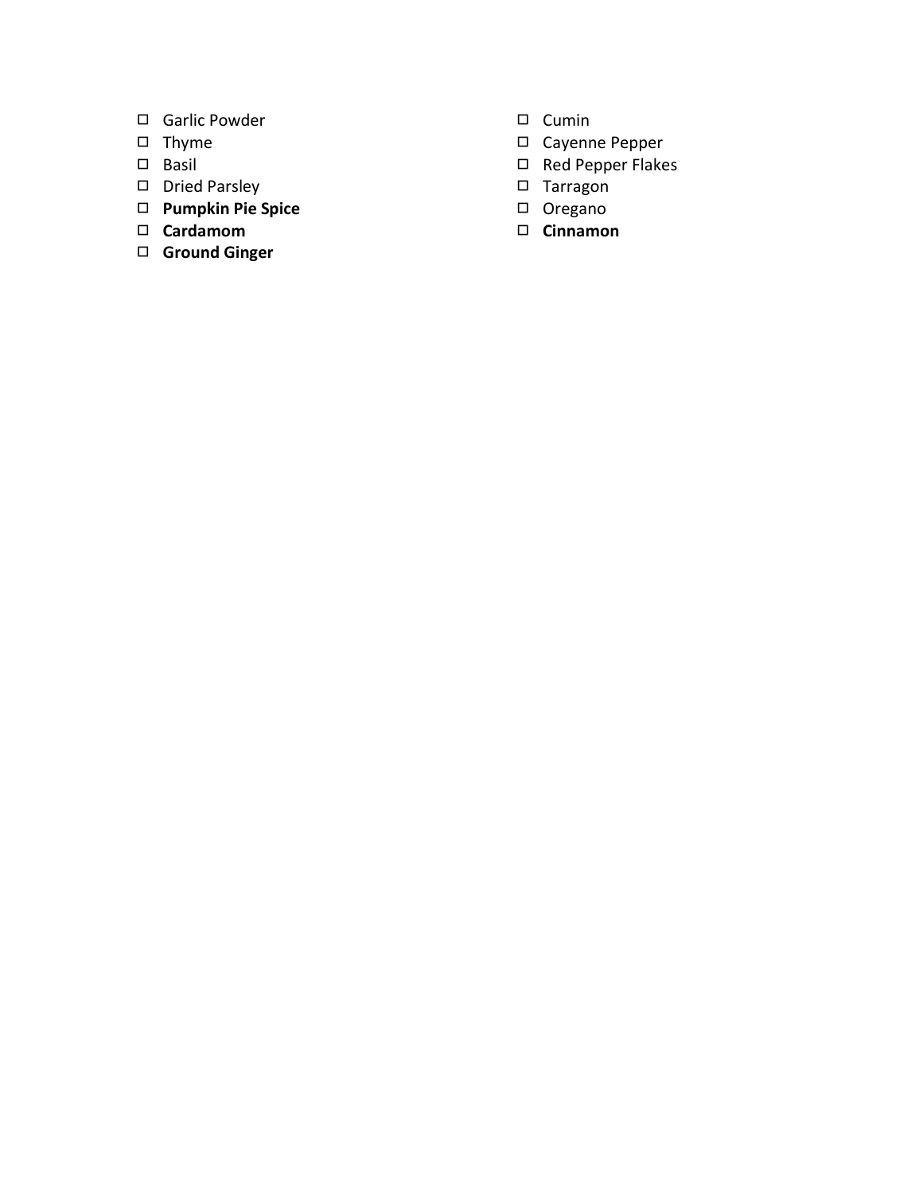- ☐ Garlic Powder
- ☐ Thyme
- ☐ Basil
- ☐ Dried Parsley
- ☐ **Pumpkin Pie Spice**
- ☐ **Cardamom**
- ☐ **Ground Ginger**
- ☐ Cumin
- ☐ Cayenne Pepper
- ☐ Red Pepper Flakes
- ☐ Tarragon
- ☐ Oregano
- ☐ **Cinnamon**